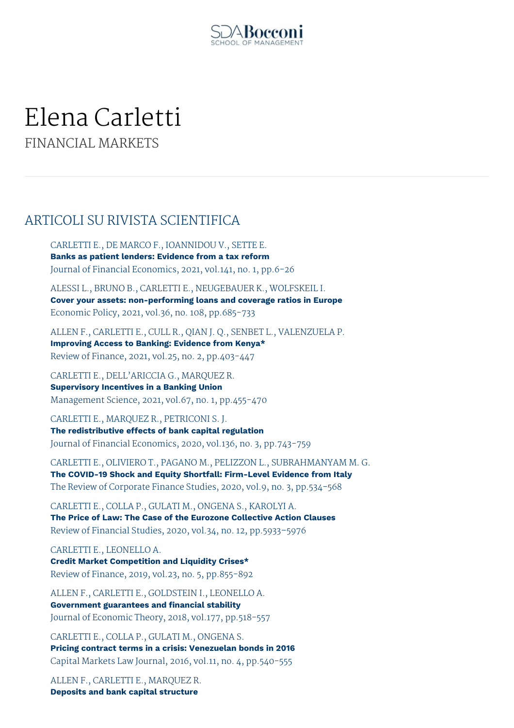# Elena Carletti

FINANCIAL MARKETS

## ARTICOLI SU RIVISTA SCIENTIFICA

CARLETTI E., DE MARCO F., IOANNIDOU V., SETTE E.
**Banks as patient lenders: Evidence from a tax reform**
Journal of Financial Economics, 2021, vol.141, no. 1, pp.6-26

ALESSI L., BRUNO B., CARLETTI E., NEUGEBAUER K., WOLFSKEIL I.
**Cover your assets: non-performing loans and coverage ratios in Europe**
Economic Policy, 2021, vol.36, no. 108, pp.685-733

ALLEN F., CARLETTI E., CULL R., QIAN J. Q., SENBET L., VALENZUELA P.
**Improving Access to Banking: Evidence from Kenya***
Review of Finance, 2021, vol.25, no. 2, pp.403-447

CARLETTI E., DELL'ARICCIA G., MARQUEZ R.
**Supervisory Incentives in a Banking Union**
Management Science, 2021, vol.67, no. 1, pp.455-470

CARLETTI E., MARQUEZ R., PETRICONI S. J.
**The redistributive effects of bank capital regulation**
Journal of Financial Economics, 2020, vol.136, no. 3, pp.743-759

CARLETTI E., OLIVIERO T., PAGANO M., PELIZZON L., SUBRAHMANYAM M. G.
**The COVID-19 Shock and Equity Shortfall: Firm-Level Evidence from Italy**
The Review of Corporate Finance Studies, 2020, vol.9, no. 3, pp.534-568

CARLETTI E., COLLA P., GULATI M., ONGENA S., KAROLYI A.
**The Price of Law: The Case of the Eurozone Collective Action Clauses**
Review of Financial Studies, 2020, vol.34, no. 12, pp.5933-5976

CARLETTI E., LEONELLO A.
**Credit Market Competition and Liquidity Crises***
Review of Finance, 2019, vol.23, no. 5, pp.855-892

ALLEN F., CARLETTI E., GOLDSTEIN I., LEONELLO A.
**Government guarantees and financial stability**
Journal of Economic Theory, 2018, vol.177, pp.518-557

CARLETTI E., COLLA P., GULATI M., ONGENA S.
**Pricing contract terms in a crisis: Venezuelan bonds in 2016**
Capital Markets Law Journal, 2016, vol.11, no. 4, pp.540-555

ALLEN F., CARLETTI E., MARQUEZ R.
**Deposits and bank capital structure**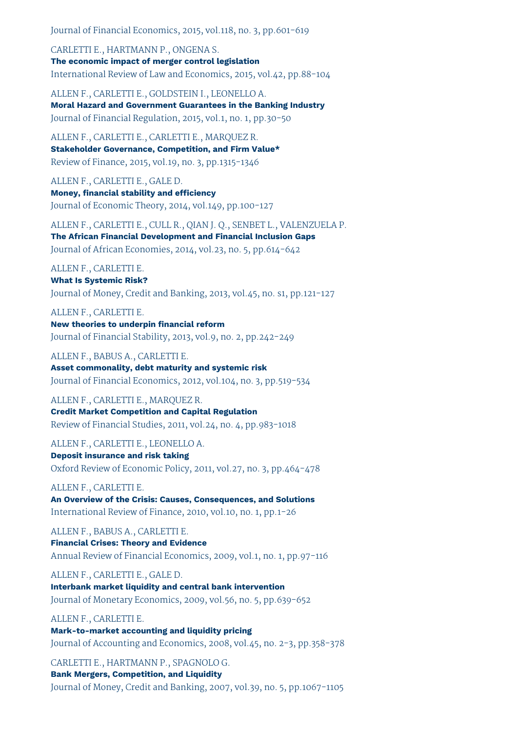Journal of Financial Economics, 2015, vol.118, no. 3, pp.601-619

CARLETTI E., HARTMANN P., ONGENA S.
**The economic impact of merger control legislation**
International Review of Law and Economics, 2015, vol.42, pp.88-104

ALLEN F., CARLETTI E., GOLDSTEIN I., LEONELLO A.
**Moral Hazard and Government Guarantees in the Banking Industry**
Journal of Financial Regulation, 2015, vol.1, no. 1, pp.30-50

ALLEN F., CARLETTI E., CARLETTI E., MARQUEZ R.
**Stakeholder Governance, Competition, and Firm Value***
Review of Finance, 2015, vol.19, no. 3, pp.1315-1346

ALLEN F., CARLETTI E., GALE D.
**Money, financial stability and efficiency**
Journal of Economic Theory, 2014, vol.149, pp.100-127

ALLEN F., CARLETTI E., CULL R., QIAN J. Q., SENBET L., VALENZUELA P.
**The African Financial Development and Financial Inclusion Gaps**
Journal of African Economies, 2014, vol.23, no. 5, pp.614-642

ALLEN F., CARLETTI E.
**What Is Systemic Risk?**
Journal of Money, Credit and Banking, 2013, vol.45, no. s1, pp.121-127

ALLEN F., CARLETTI E.
**New theories to underpin financial reform**
Journal of Financial Stability, 2013, vol.9, no. 2, pp.242-249

ALLEN F., BABUS A., CARLETTI E.
**Asset commonality, debt maturity and systemic risk**
Journal of Financial Economics, 2012, vol.104, no. 3, pp.519-534

ALLEN F., CARLETTI E., MARQUEZ R.
**Credit Market Competition and Capital Regulation**
Review of Financial Studies, 2011, vol.24, no. 4, pp.983-1018

ALLEN F., CARLETTI E., LEONELLO A.
**Deposit insurance and risk taking**
Oxford Review of Economic Policy, 2011, vol.27, no. 3, pp.464-478

ALLEN F., CARLETTI E.
**An Overview of the Crisis: Causes, Consequences, and Solutions**
International Review of Finance, 2010, vol.10, no. 1, pp.1-26

ALLEN F., BABUS A., CARLETTI E.
**Financial Crises: Theory and Evidence**
Annual Review of Financial Economics, 2009, vol.1, no. 1, pp.97-116

ALLEN F., CARLETTI E., GALE D.
**Interbank market liquidity and central bank intervention**
Journal of Monetary Economics, 2009, vol.56, no. 5, pp.639-652

ALLEN F., CARLETTI E.
**Mark-to-market accounting and liquidity pricing**
Journal of Accounting and Economics, 2008, vol.45, no. 2-3, pp.358-378

CARLETTI E., HARTMANN P., SPAGNOLO G.
**Bank Mergers, Competition, and Liquidity**
Journal of Money, Credit and Banking, 2007, vol.39, no. 5, pp.1067-1105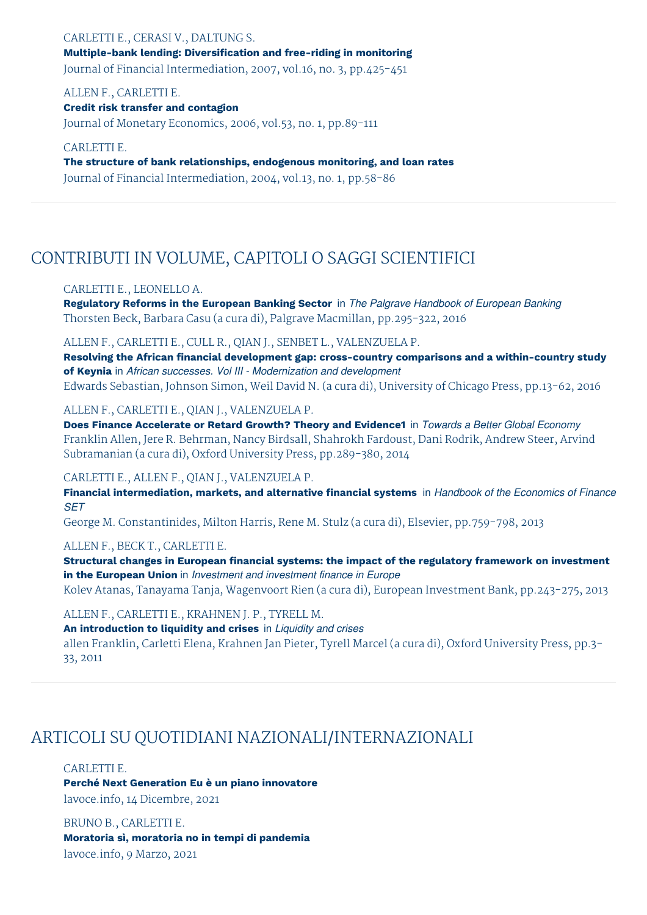CARLETTI E., CERASI V., DALTUNG S.
**Multiple-bank lending: Diversification and free-riding in monitoring**
Journal of Financial Intermediation, 2007, vol.16, no. 3, pp.425-451

ALLEN F., CARLETTI E.
**Credit risk transfer and contagion**
Journal of Monetary Economics, 2006, vol.53, no. 1, pp.89-111

CARLETTI E.
**The structure of bank relationships, endogenous monitoring, and loan rates**
Journal of Financial Intermediation, 2004, vol.13, no. 1, pp.58-86

## CONTRIBUTI IN VOLUME, CAPITOLI O SAGGI SCIENTIFICI

CARLETTI E., LEONELLO A.
**Regulatory Reforms in the European Banking Sector** in *The Palgrave Handbook of European Banking*
Thorsten Beck, Barbara Casu (a cura di), Palgrave Macmillan, pp.295-322, 2016

ALLEN F., CARLETTI E., CULL R., QIAN J., SENBET L., VALENZUELA P.
**Resolving the African financial development gap: cross-country comparisons and a within-country study of Keynia** in *African successes. Vol III - Modernization and development*
Edwards Sebastian, Johnson Simon, Weil David N. (a cura di), University of Chicago Press, pp.13-62, 2016

ALLEN F., CARLETTI E., QIAN J., VALENZUELA P.
**Does Finance Accelerate or Retard Growth? Theory and Evidence1** in *Towards a Better Global Economy*
Franklin Allen, Jere R. Behrman, Nancy Birdsall, Shahrokh Fardoust, Dani Rodrik, Andrew Steer, Arvind Subramanian (a cura di), Oxford University Press, pp.289-380, 2014

CARLETTI E., ALLEN F., QIAN J., VALENZUELA P.
**Financial intermediation, markets, and alternative financial systems** in *Handbook of the Economics of Finance SET*
George M. Constantinides, Milton Harris, Rene M. Stulz (a cura di), Elsevier, pp.759-798, 2013

ALLEN F., BECK T., CARLETTI E.
**Structural changes in European financial systems: the impact of the regulatory framework on investment in the European Union** in *Investment and investment finance in Europe*
Kolev Atanas, Tanayama Tanja, Wagenvoort Rien (a cura di), European Investment Bank, pp.243-275, 2013

ALLEN F., CARLETTI E., KRAHNEN J. P., TYRELL M.
**An introduction to liquidity and crises** in *Liquidity and crises*
allen Franklin, Carletti Elena, Krahnen Jan Pieter, Tyrell Marcel (a cura di), Oxford University Press, pp.3-33, 2011

## ARTICOLI SU QUOTIDIANI NAZIONALI/INTERNAZIONALI

CARLETTI E.
**Perché Next Generation Eu è un piano innovatore**
lavoce.info, 14 Dicembre, 2021

BRUNO B., CARLETTI E.
**Moratoria sì, moratoria no in tempi di pandemia**
lavoce.info, 9 Marzo, 2021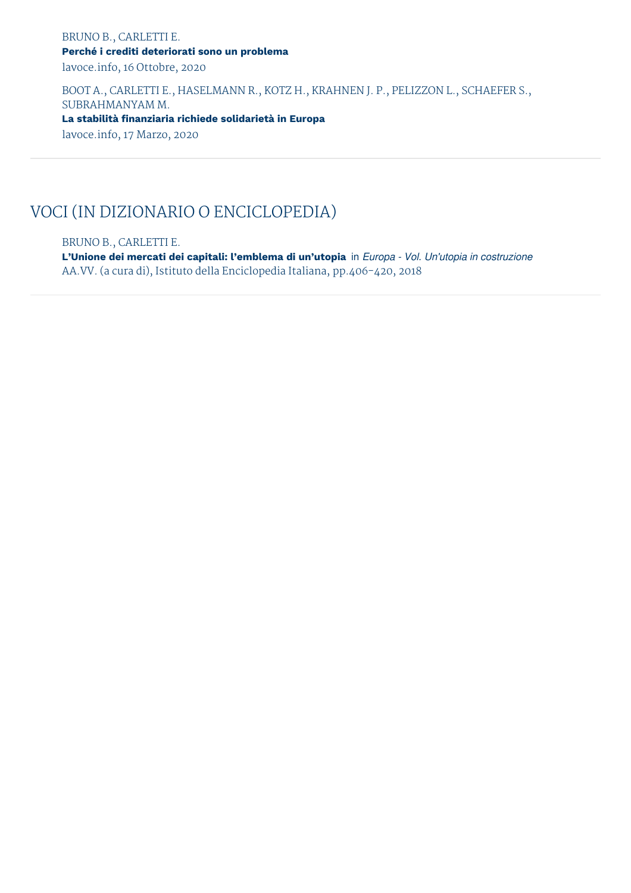BRUNO B., CARLETTI E.
**Perché i crediti deteriorati sono un problema**
lavoce.info, 16 Ottobre, 2020

BOOT A., CARLETTI E., HASELMANN R., KOTZ H., KRAHNEN J. P., PELIZZON L., SCHAEFER S., SUBRAHMANYAM M.
**La stabilità finanziaria richiede solidarietà in Europa**
lavoce.info, 17 Marzo, 2020

## VOCI (IN DIZIONARIO O ENCICLOPEDIA)

BRUNO B., CARLETTI E.
**L'Unione dei mercati dei capitali: l'emblema di un'utopia** in *Europa - Vol. Un'utopia in costruzione*
AA.VV. (a cura di), Istituto della Enciclopedia Italiana, pp.406-420, 2018